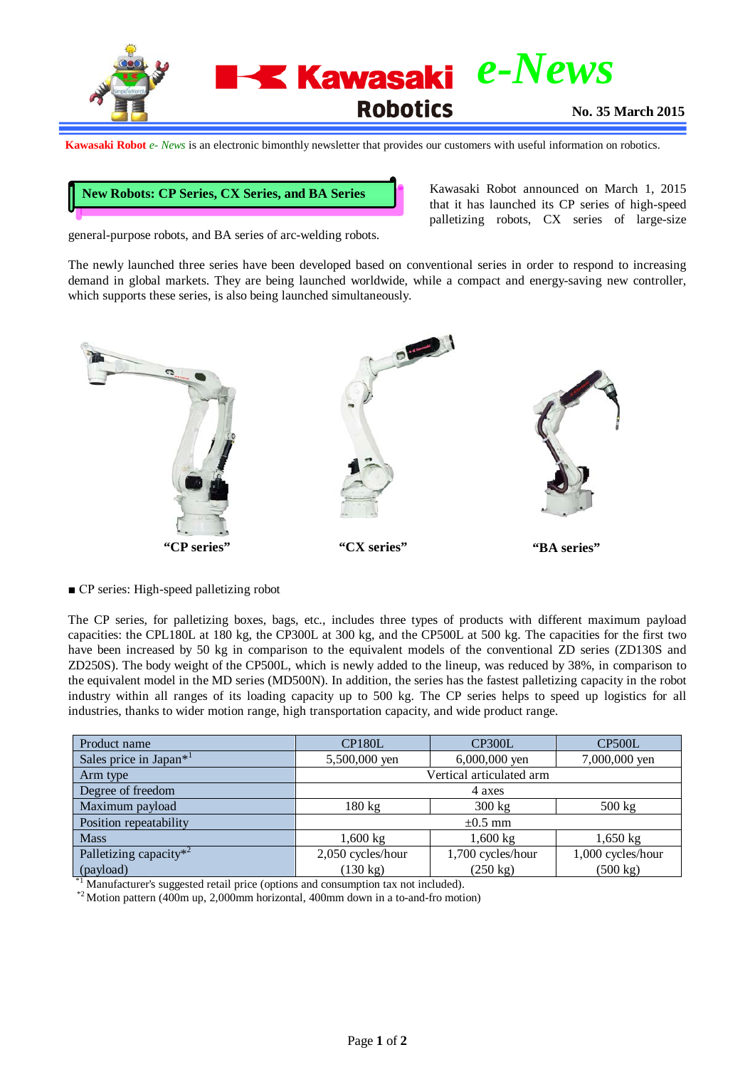# Kawasaki Robotics e-News

No. 35 March 2015

**Kawasaki Robot** *e- News* is an electronic bimonthly newsletter that provides our customers with useful information on robotics.

## New Robots: CP Series, CX Series, and BA Series

Kawasaki Robot announced on March 1, 2015 that it has launched its CP series of high-speed palletizing robots, CX series of large-size general-purpose robots, and BA series of arc-welding robots.

The newly launched three series have been developed based on conventional series in order to respond to increasing demand in global markets. They are being launched worldwide, while a compact and energy-saving new controller, which supports these series, is also being launched simultaneously.

**"CP series"** **"CX series"** **"BA series"**

■ CP series: High-speed palletizing robot

The CP series, for palletizing boxes, bags, etc., includes three types of products with different maximum payload capacities: the CPL180L at 180 kg, the CP300L at 300 kg, and the CP500L at 500 kg. The capacities for the first two have been increased by 50 kg in comparison to the equivalent models of the conventional ZD series (ZD130S and ZD250S). The body weight of the CP500L, which is newly added to the lineup, was reduced by 38%, in comparison to the equivalent model in the MD series (MD500N). In addition, the series has the fastest palletizing capacity in the robot industry within all ranges of its loading capacity up to 500 kg. The CP series helps to speed up logistics for all industries, thanks to wider motion range, high transportation capacity, and wide product range.

| Product name | CP180L | CP300L | CP500L |
|---|---|---|---|
| Sales price in Japan*[1] | 5,500,000 yen | 6,000,000 yen | 7,000,000 yen |
| Arm type | Vertical articulated arm | | |
| Degree of freedom | 4 axes | | |
| Maximum payload | 180 kg | 300 kg | 500 kg |
| Position repeatability | ±0.5 mm | | |
| Mass | 1,600 kg | 1,600 kg | 1,650 kg |
| Palletizing capacity*[2] (payload) | 2,050 cycles/hour (130 kg) | 1,700 cycles/hour (250 kg) | 1,000 cycles/hour (500 kg) |

*[1] Manufacturer's suggested retail price (options and consumption tax not included).

*[2] Motion pattern (400m up, 2,000mm horizontal, 400mm down in a to-and-fro motion)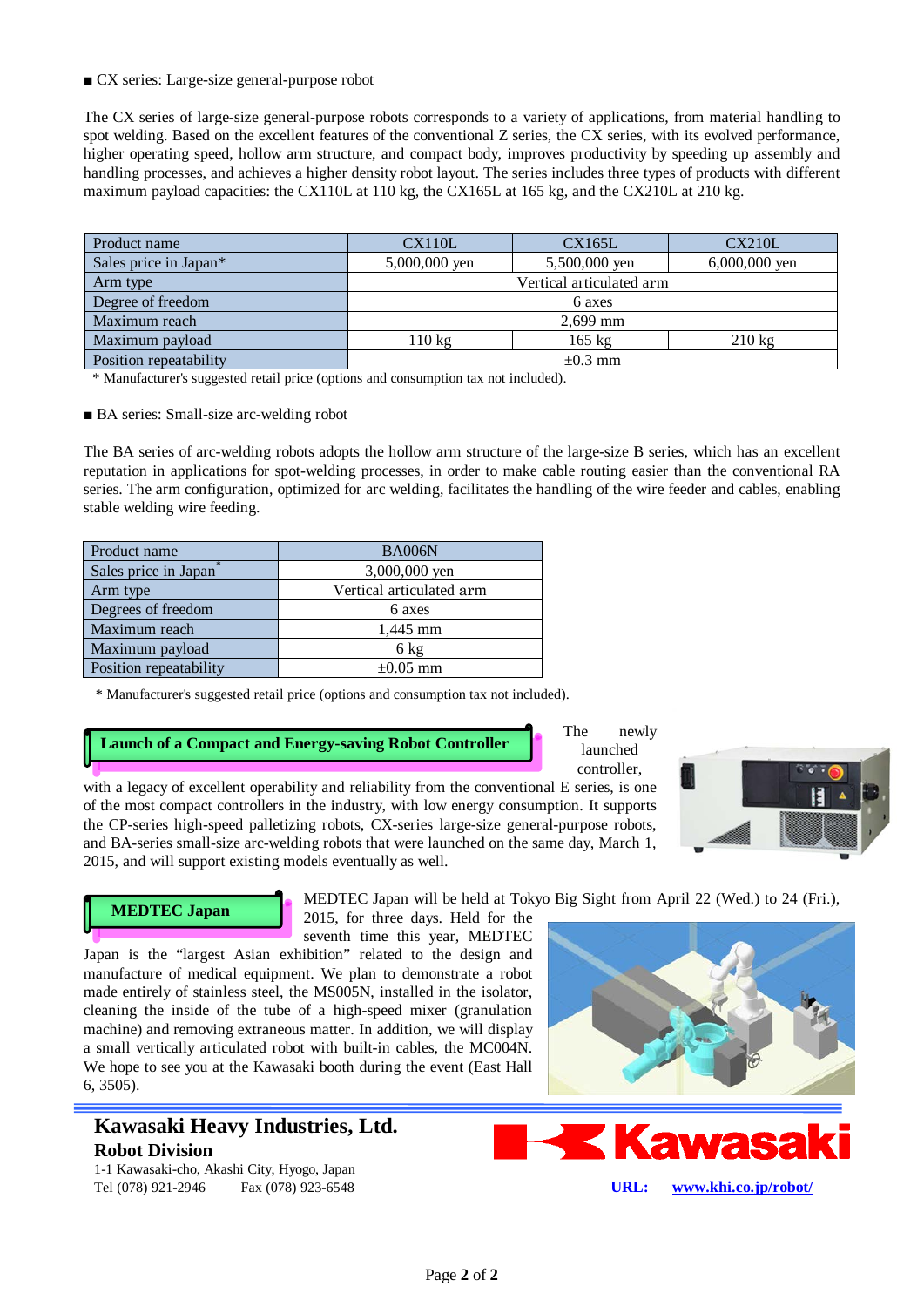■ CX series: Large-size general-purpose robot

The CX series of large-size general-purpose robots corresponds to a variety of applications, from material handling to spot welding. Based on the excellent features of the conventional Z series, the CX series, with its evolved performance, higher operating speed, hollow arm structure, and compact body, improves productivity by speeding up assembly and handling processes, and achieves a higher density robot layout. The series includes three types of products with different maximum payload capacities: the CX110L at 110 kg, the CX165L at 165 kg, and the CX210L at 210 kg.

| Product name | CX110L | CX165L | CX210L |
|---|---|---|---|
| Sales price in Japan* | 5,000,000 yen | 5,500,000 yen | 6,000,000 yen |
| Arm type | Vertical articulated arm | | |
| Degree of freedom | 6 axes | | |
| Maximum reach | 2,699 mm | | |
| Maximum payload | 110 kg | 165 kg | 210 kg |
| Position repeatability | ±0.3 mm | | |

\* Manufacturer's suggested retail price (options and consumption tax not included).

■ BA series: Small-size arc-welding robot

The BA series of arc-welding robots adopts the hollow arm structure of the large-size B series, which has an excellent reputation in applications for spot-welding processes, in order to make cable routing easier than the conventional RA series. The arm configuration, optimized for arc welding, facilitates the handling of the wire feeder and cables, enabling stable welding wire feeding.

| Product name | BA006N |
|---|---|
| Sales price in Japan* | 3,000,000 yen |
| Arm type | Vertical articulated arm |
| Degrees of freedom | 6 axes |
| Maximum reach | 1,445 mm |
| Maximum payload | 6 kg |
| Position repeatability | ±0.05 mm |

\* Manufacturer's suggested retail price (options and consumption tax not included).

## Launch of a Compact and Energy-saving Robot Controller

The newly launched controller, with a legacy of excellent operability and reliability from the conventional E series, is one of the most compact controllers in the industry, with low energy consumption. It supports the CP-series high-speed palletizing robots, CX-series large-size general-purpose robots, and BA-series small-size arc-welding robots that were launched on the same day, March 1, 2015, and will support existing models eventually as well.

## MEDTEC Japan

MEDTEC Japan will be held at Tokyo Big Sight from April 22 (Wed.) to 24 (Fri.), 2015, for three days. Held for the seventh time this year, MEDTEC Japan is the "largest Asian exhibition" related to the design and manufacture of medical equipment. We plan to demonstrate a robot made entirely of stainless steel, the MS005N, installed in the isolator, cleaning the inside of the tube of a high-speed mixer (granulation machine) and removing extraneous matter. In addition, we will display a small vertically articulated robot with built-in cables, the MC004N. We hope to see you at the Kawasaki booth during the event (East Hall 6, 3505).

**Kawasaki Heavy Industries, Ltd.**
**Robot Division**
1-1 Kawasaki-cho, Akashi City, Hyogo, Japan
Tel (078) 921-2946 Fax (078) 923-6548

Kawasaki

**URL: www.khi.co.jp/robot/**